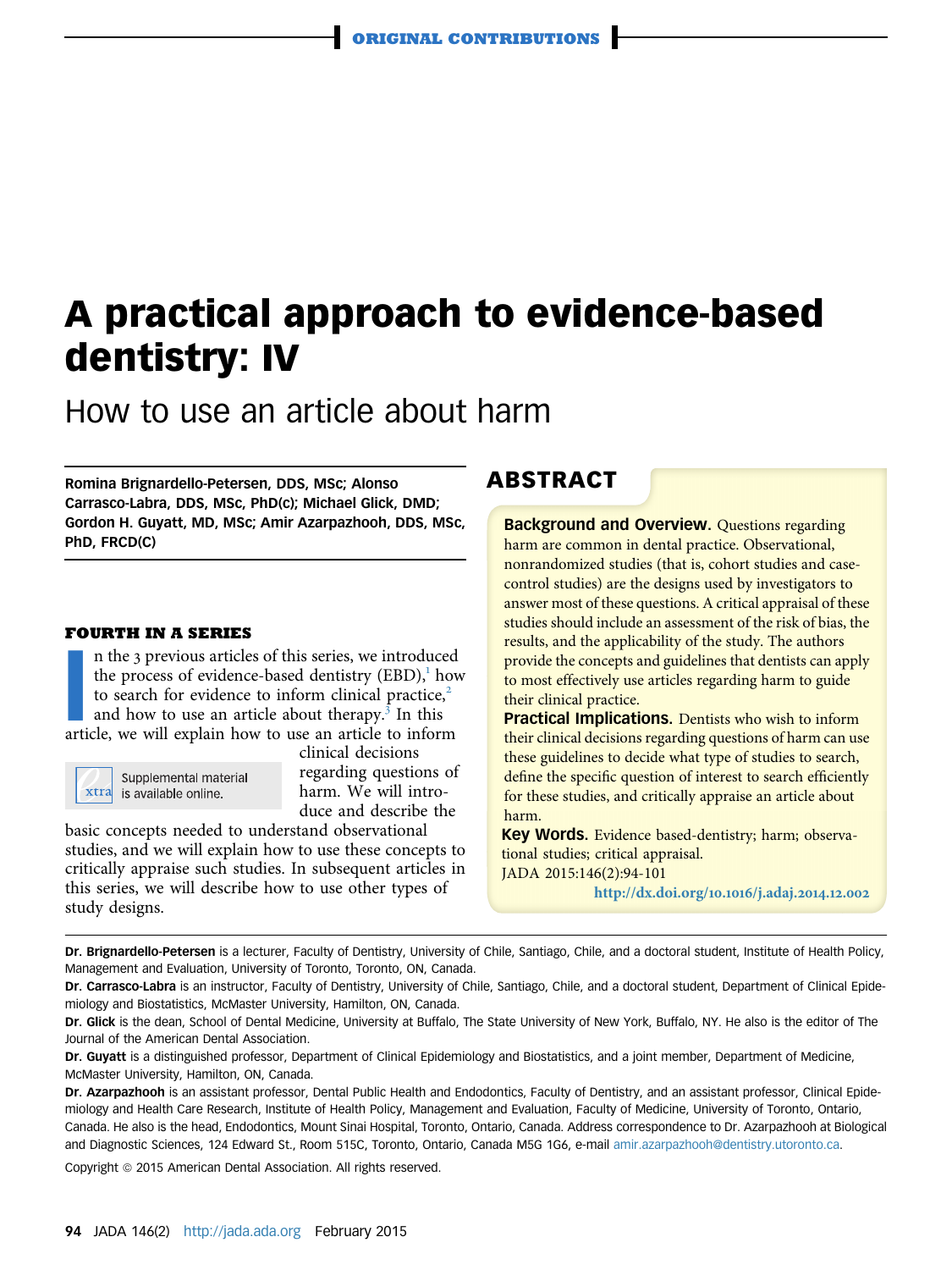# A practical approach to evidence-based dentistry: IV

## How to use an article about harm

**Romina Brignardello-Petersen, DDS, MSc; Alonso Carrasco-Labra, DDS, MSc, PhD(c); Michael Glick, DMD; Gordon H. Guyatt, MD, MSc; Amir Azarpazhooh, DDS, MSc, PhD, FRCD(C)**

## ABSTRACT

**Background and Overview.** Questions regarding harm are common in dental practice. Observational, nonrandomized studies (that is, cohort studies and case-control studies) are the designs used by investigators to answer most of these questions. A critical appraisal of these studies should include an assessment of the risk of bias, the results, and the applicability of the study. The authors provide the concepts and guidelines that dentists can apply to most effectively use articles regarding harm to guide their clinical practice.

**Practical Implications.** Dentists who wish to inform their clinical decisions regarding questions of harm can use these guidelines to decide what type of studies to search, define the specific question of interest to search efficiently for these studies, and critically appraise an article about harm.

**Key Words.** Evidence based-dentistry; harm; observational studies; critical appraisal.

JADA 2015:146(2):94-101

http://dx.doi.org/10.1016/j.adaj.2014.12.002

### FOURTH IN A SERIES

In the 3 previous articles of this series, we introduced the process of evidence-based dentistry (EBD),[1] how to search for evidence to inform clinical practice,[2] and how to use an article about therapy.[3] In this article, we will explain how to use an article to inform clinical decisions regarding questions of harm. We will introduce and describe the basic concepts needed to understand observational studies, and we will explain how to use these concepts to critically appraise such studies. In subsequent articles in this series, we will describe how to use other types of study designs.

Supplemental material is available online.

**Dr. Brignardello-Petersen** is a lecturer, Faculty of Dentistry, University of Chile, Santiago, Chile, and a doctoral student, Institute of Health Policy, Management and Evaluation, University of Toronto, Toronto, ON, Canada.

**Dr. Carrasco-Labra** is an instructor, Faculty of Dentistry, University of Chile, Santiago, Chile, and a doctoral student, Department of Clinical Epidemiology and Biostatistics, McMaster University, Hamilton, ON, Canada.

**Dr. Glick** is the dean, School of Dental Medicine, University at Buffalo, The State University of New York, Buffalo, NY. He also is the editor of The Journal of the American Dental Association.

**Dr. Guyatt** is a distinguished professor, Department of Clinical Epidemiology and Biostatistics, and a joint member, Department of Medicine, McMaster University, Hamilton, ON, Canada.

**Dr. Azarpazhooh** is an assistant professor, Dental Public Health and Endodontics, Faculty of Dentistry, and an assistant professor, Clinical Epidemiology and Health Care Research, Institute of Health Policy, Management and Evaluation, Faculty of Medicine, University of Toronto, Ontario, Canada. He also is the head, Endodontics, Mount Sinai Hospital, Toronto, Ontario, Canada. Address correspondence to Dr. Azarpazhooh at Biological and Diagnostic Sciences, 124 Edward St., Room 515C, Toronto, Ontario, Canada M5G 1G6, e-mail amir.azarpazhooh@dentistry.utoronto.ca.

Copyright © 2015 American Dental Association. All rights reserved.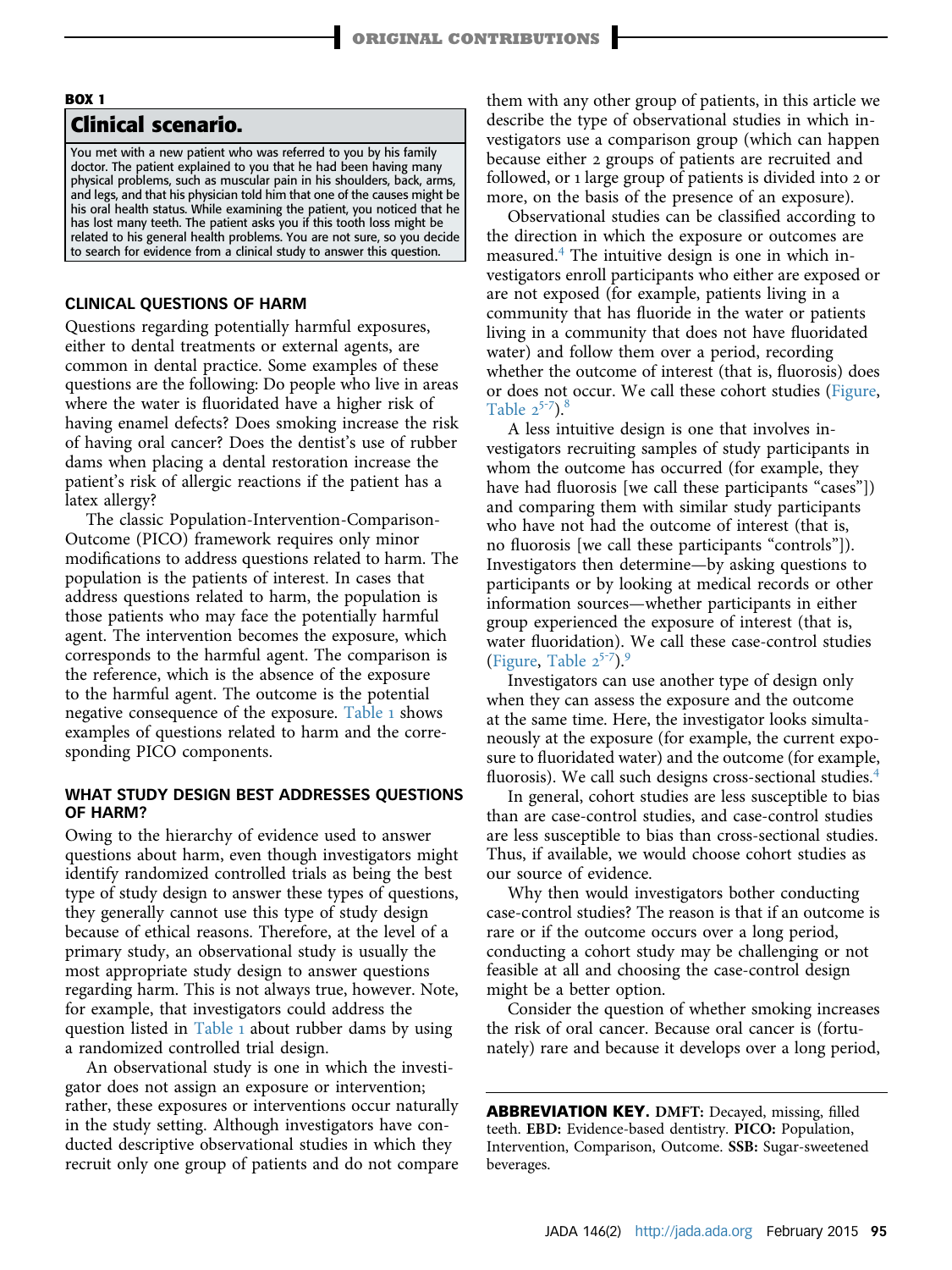### BOX 1

**Clinical scenario.**

You met with a new patient who was referred to you by his family doctor. The patient explained to you that he had been having many physical problems, such as muscular pain in his shoulders, back, arms, and legs, and that his physician told him that one of the causes might be his oral health status. While examining the patient, you noticed that he has lost many teeth. The patient asks you if this tooth loss might be related to his general health problems. You are not sure, so you decide to search for evidence from a clinical study to answer this question.

## CLINICAL QUESTIONS OF HARM

Questions regarding potentially harmful exposures, either to dental treatments or external agents, are common in dental practice. Some examples of these questions are the following: Do people who live in areas where the water is fluoridated have a higher risk of having enamel defects? Does smoking increase the risk of having oral cancer? Does the dentist's use of rubber dams when placing a dental restoration increase the patient's risk of allergic reactions if the patient has a latex allergy?

The classic Population-Intervention-Comparison-Outcome (PICO) framework requires only minor modifications to address questions related to harm. The population is the patients of interest. In cases that address questions related to harm, the population is those patients who may face the potentially harmful agent. The intervention becomes the exposure, which corresponds to the harmful agent. The comparison is the reference, which is the absence of the exposure to the harmful agent. The outcome is the potential negative consequence of the exposure. Table 1 shows examples of questions related to harm and the corresponding PICO components.

## WHAT STUDY DESIGN BEST ADDRESSES QUESTIONS OF HARM?

Owing to the hierarchy of evidence used to answer questions about harm, even though investigators might identify randomized controlled trials as being the best type of study design to answer these types of questions, they generally cannot use this type of study design because of ethical reasons. Therefore, at the level of a primary study, an observational study is usually the most appropriate study design to answer questions regarding harm. This is not always true, however. Note, for example, that investigators could address the question listed in Table 1 about rubber dams by using a randomized controlled trial design.

An observational study is one in which the investigator does not assign an exposure or intervention; rather, these exposures or interventions occur naturally in the study setting. Although investigators have conducted descriptive observational studies in which they recruit only one group of patients and do not compare them with any other group of patients, in this article we describe the type of observational studies in which investigators use a comparison group (which can happen because either 2 groups of patients are recruited and followed, or 1 large group of patients is divided into 2 or more, on the basis of the presence of an exposure).

Observational studies can be classified according to the direction in which the exposure or outcomes are measured.[4] The intuitive design is one in which investigators enroll participants who either are exposed or are not exposed (for example, patients living in a community that has fluoride in the water or patients living in a community that does not have fluoridated water) and follow them over a period, recording whether the outcome of interest (that is, fluorosis) does or does not occur. We call these cohort studies (Figure, Table 2[5-7]).[8]

A less intuitive design is one that involves investigators recruiting samples of study participants in whom the outcome has occurred (for example, they have had fluorosis [we call these participants "cases"]) and comparing them with similar study participants who have not had the outcome of interest (that is, no fluorosis [we call these participants "controls"]). Investigators then determine—by asking questions to participants or by looking at medical records or other information sources—whether participants in either group experienced the exposure of interest (that is, water fluoridation). We call these case-control studies (Figure, Table 2[5-7]).[9]

Investigators can use another type of design only when they can assess the exposure and the outcome at the same time. Here, the investigator looks simultaneously at the exposure (for example, the current exposure to fluoridated water) and the outcome (for example, fluorosis). We call such designs cross-sectional studies.[4]

In general, cohort studies are less susceptible to bias than are case-control studies, and case-control studies are less susceptible to bias than cross-sectional studies. Thus, if available, we would choose cohort studies as our source of evidence.

Why then would investigators bother conducting case-control studies? The reason is that if an outcome is rare or if the outcome occurs over a long period, conducting a cohort study may be challenging or not feasible at all and choosing the case-control design might be a better option.

Consider the question of whether smoking increases the risk of oral cancer. Because oral cancer is (fortunately) rare and because it develops over a long period,

**ABBREVIATION KEY.** **DMFT:** Decayed, missing, filled teeth. **EBD:** Evidence-based dentistry. **PICO:** Population, Intervention, Comparison, Outcome. **SSB:** Sugar-sweetened beverages.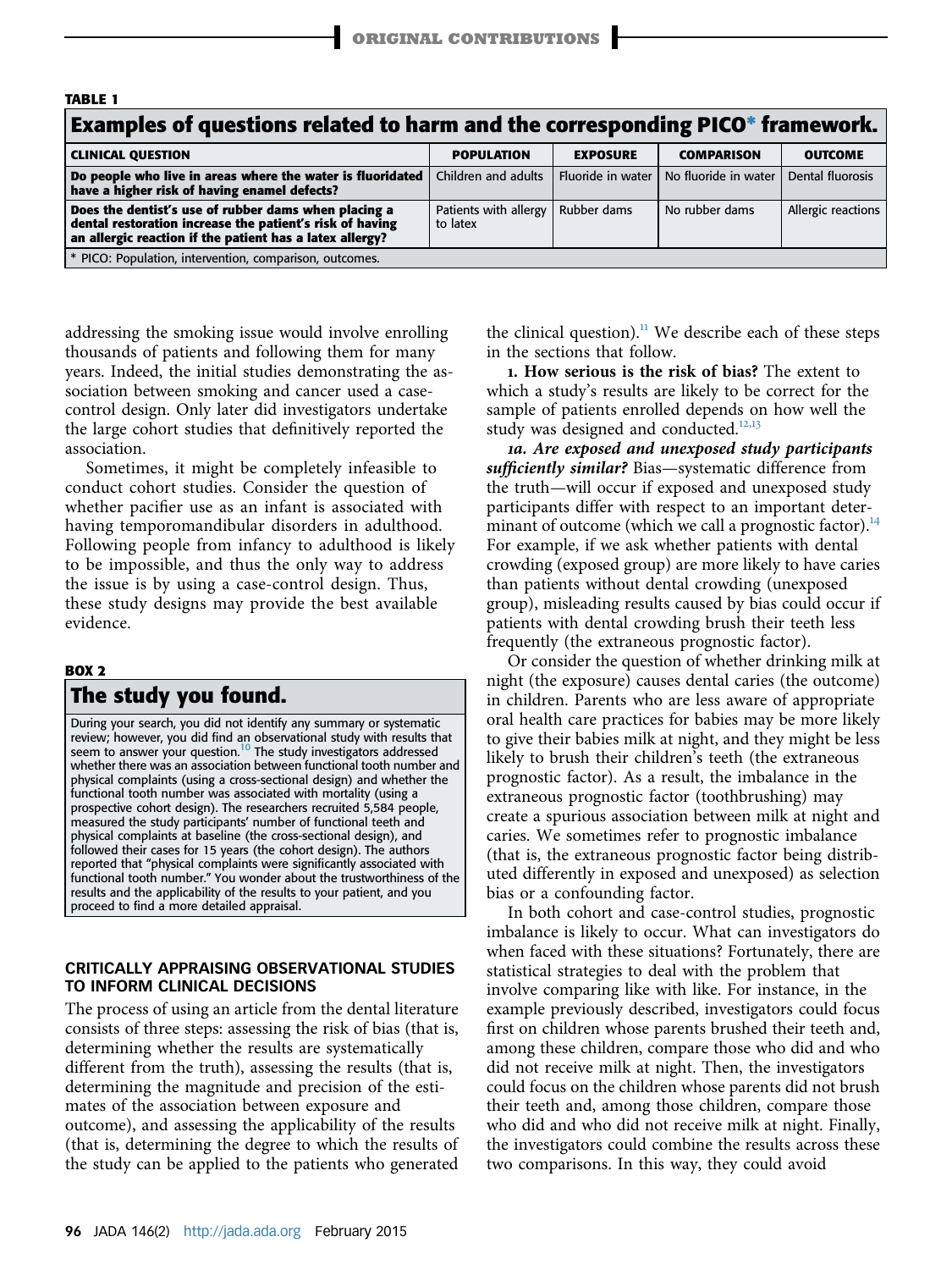**TABLE 1**

**Examples of questions related to harm and the corresponding PICO* framework.**

| CLINICAL QUESTION | POPULATION | EXPOSURE | COMPARISON | OUTCOME |
|---|---|---|---|---|
| **Do people who live in areas where the water is fluoridated have a higher risk of having enamel defects?** | Children and adults | Fluoride in water | No fluoride in water | Dental fluorosis |
| **Does the dentist's use of rubber dams when placing a dental restoration increase the patient's risk of having an allergic reaction if the patient has a latex allergy?** | Patients with allergy to latex | Rubber dams | No rubber dams | Allergic reactions |

\* PICO: Population, intervention, comparison, outcomes.

addressing the smoking issue would involve enrolling thousands of patients and following them for many years. Indeed, the initial studies demonstrating the association between smoking and cancer used a case-control design. Only later did investigators undertake the large cohort studies that definitively reported the association.

Sometimes, it might be completely infeasible to conduct cohort studies. Consider the question of whether pacifier use as an infant is associated with having temporomandibular disorders in adulthood. Following people from infancy to adulthood is likely to be impossible, and thus the only way to address the issue is by using a case-control design. Thus, these study designs may provide the best available evidence.

**BOX 2**

**The study you found.**

During your search, you did not identify any summary or systematic review; however, you did find an observational study with results that seem to answer your question.[10] The study investigators addressed whether there was an association between functional tooth number and physical complaints (using a cross-sectional design) and whether the functional tooth number was associated with mortality (using a prospective cohort design). The researchers recruited 5,584 people, measured the study participants' number of functional teeth and physical complaints at baseline (the cross-sectional design), and followed their cases for 15 years (the cohort design). The authors reported that "physical complaints were significantly associated with functional tooth number." You wonder about the trustworthiness of the results and the applicability of the results to your patient, and you proceed to find a more detailed appraisal.

## CRITICALLY APPRAISING OBSERVATIONAL STUDIES TO INFORM CLINICAL DECISIONS

The process of using an article from the dental literature consists of three steps: assessing the risk of bias (that is, determining whether the results are systematically different from the truth), assessing the results (that is, determining the magnitude and precision of the estimates of the association between exposure and outcome), and assessing the applicability of the results (that is, determining the degree to which the results of the study can be applied to the patients who generated the clinical question).[11] We describe each of these steps in the sections that follow.

**1. How serious is the risk of bias?** The extent to which a study's results are likely to be correct for the sample of patients enrolled depends on how well the study was designed and conducted.[12,13]

***1a. Are exposed and unexposed study participants sufficiently similar?*** Bias—systematic difference from the truth—will occur if exposed and unexposed study participants differ with respect to an important determinant of outcome (which we call a prognostic factor).[14] For example, if we ask whether patients with dental crowding (exposed group) are more likely to have caries than patients without dental crowding (unexposed group), misleading results caused by bias could occur if patients with dental crowding brush their teeth less frequently (the extraneous prognostic factor).

Or consider the question of whether drinking milk at night (the exposure) causes dental caries (the outcome) in children. Parents who are less aware of appropriate oral health care practices for babies may be more likely to give their babies milk at night, and they might be less likely to brush their children's teeth (the extraneous prognostic factor). As a result, the imbalance in the extraneous prognostic factor (toothbrushing) may create a spurious association between milk at night and caries. We sometimes refer to prognostic imbalance (that is, the extraneous prognostic factor being distributed differently in exposed and unexposed) as selection bias or a confounding factor.

In both cohort and case-control studies, prognostic imbalance is likely to occur. What can investigators do when faced with these situations? Fortunately, there are statistical strategies to deal with the problem that involve comparing like with like. For instance, in the example previously described, investigators could focus first on children whose parents brushed their teeth and, among these children, compare those who did and who did not receive milk at night. Then, the investigators could focus on the children whose parents did not brush their teeth and, among those children, compare those who did and who did not receive milk at night. Finally, the investigators could combine the results across these two comparisons. In this way, they could avoid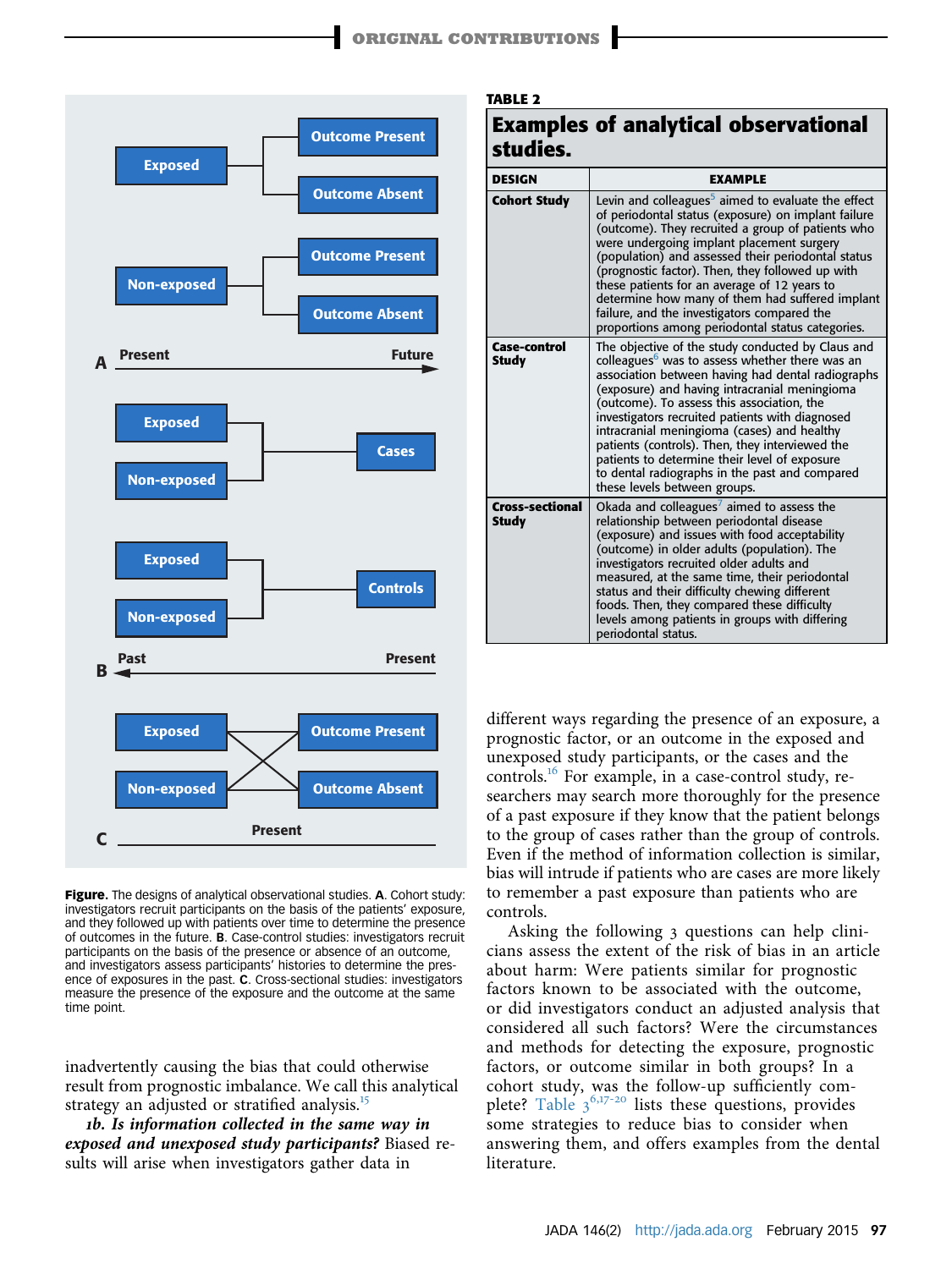Figure. The designs of analytical observational studies. A. Cohort study: investigators recruit participants on the basis of the patients' exposure, and they followed up with patients over time to determine the presence of outcomes in the future. B. Case-control studies: investigators recruit participants on the basis of the presence or absence of an outcome, and investigators assess participants' histories to determine the presence of exposures in the past. C. Cross-sectional studies: investigators measure the presence of the exposure and the outcome at the same time point.

inadvertently causing the bias that could otherwise result from prognostic imbalance. We call this analytical strategy an adjusted or stratified analysis.[15]

***1b. Is information collected in the same way in exposed and unexposed study participants?*** Biased results will arise when investigators gather data in different ways regarding the presence of an exposure, a prognostic factor, or an outcome in the exposed and unexposed study participants, or the cases and the controls.[16] For example, in a case-control study, researchers may search more thoroughly for the presence of a past exposure if they know that the patient belongs to the group of cases rather than the group of controls. Even if the method of information collection is similar, bias will intrude if patients who are cases are more likely to remember a past exposure than patients who are controls.

Asking the following 3 questions can help clinicians assess the extent of the risk of bias in an article about harm: Were patients similar for prognostic factors known to be associated with the outcome, or did investigators conduct an adjusted analysis that considered all such factors? Were the circumstances and methods for detecting the exposure, prognostic factors, or outcome similar in both groups? In a cohort study, was the follow-up sufficiently complete? Table 3[6,17-20] lists these questions, provides some strategies to reduce bias to consider when answering them, and offers examples from the dental literature.

**TABLE 2**

**Examples of analytical observational studies.**

| DESIGN | EXAMPLE |
|---|---|
| **Cohort Study** | Levin and colleagues[5] aimed to evaluate the effect of periodontal status (exposure) on implant failure (outcome). They recruited a group of patients who were undergoing implant placement surgery (population) and assessed their periodontal status (prognostic factor). Then, they followed up with these patients for an average of 12 years to determine how many of them had suffered implant failure, and the investigators compared the proportions among periodontal status categories. |
| **Case-control Study** | The objective of the study conducted by Claus and colleagues[6] was to assess whether there was an association between having had dental radiographs (exposure) and having intracranial meningioma (outcome). To assess this association, the investigators recruited patients with diagnosed intracranial meningioma (cases) and healthy patients (controls). Then, they interviewed the patients to determine their level of exposure to dental radiographs in the past and compared these levels between groups. |
| **Cross-sectional Study** | Okada and colleagues[7] aimed to assess the relationship between periodontal disease (exposure) and issues with food acceptability (outcome) in older adults (population). The investigators recruited older adults and measured, at the same time, their periodontal status and their difficulty chewing different foods. Then, they compared these difficulty levels among patients in groups with differing periodontal status. |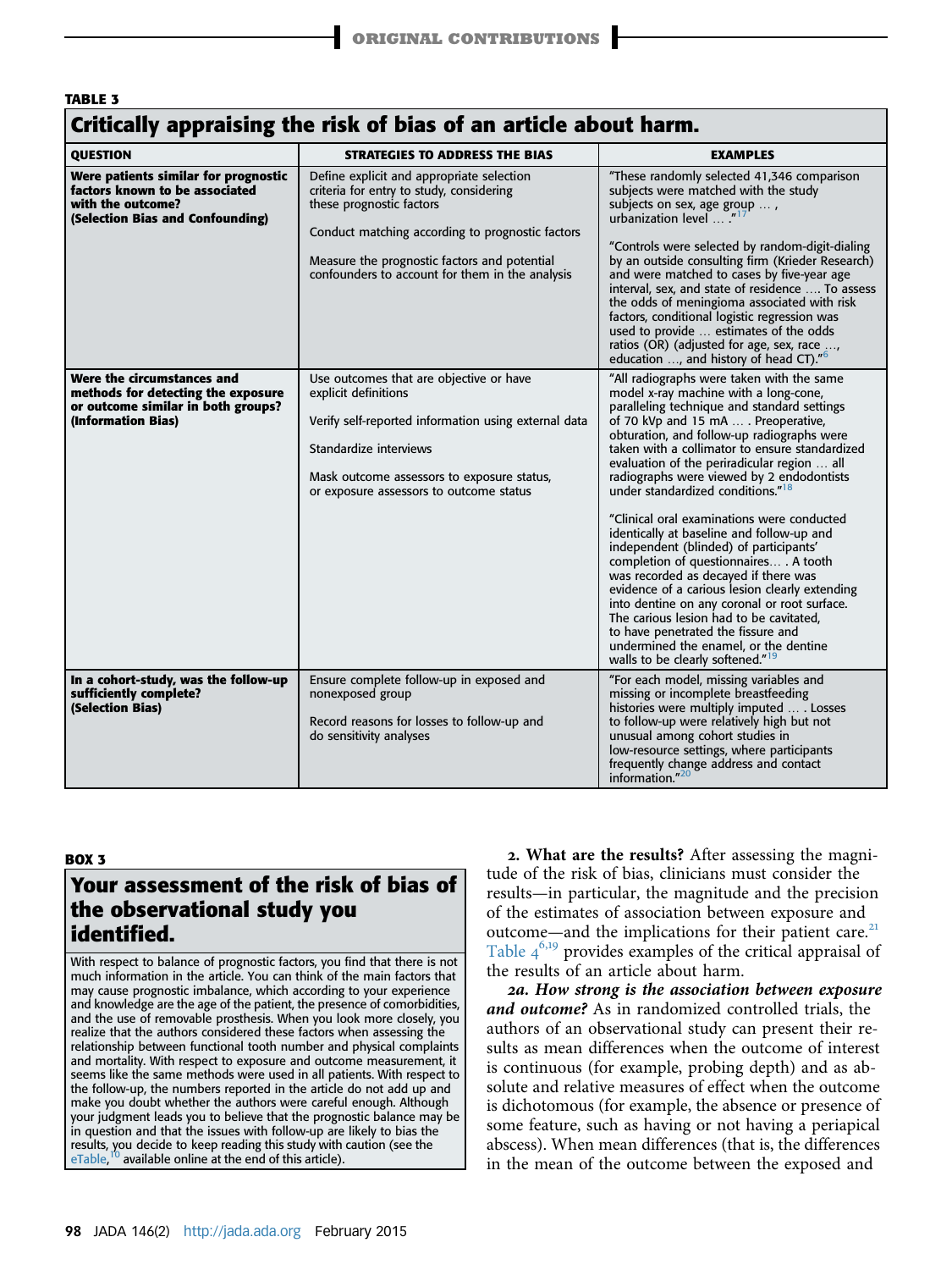**TABLE 3**

**Critically appraising the risk of bias of an article about harm.**

| QUESTION | STRATEGIES TO ADDRESS THE BIAS | EXAMPLES |
|---|---|---|
| **Were patients similar for prognostic factors known to be associated with the outcome? (Selection Bias and Confounding)** | Define explicit and appropriate selection criteria for entry to study, considering these prognostic factors<br><br>Conduct matching according to prognostic factors<br><br>Measure the prognostic factors and potential confounders to account for them in the analysis | "These randomly selected 41,346 comparison subjects were matched with the study subjects on sex, age group … , urbanization level … ."[17]<br><br>"Controls were selected by random-digit-dialing by an outside consulting firm (Krieder Research) and were matched to cases by five-year age interval, sex, and state of residence …. To assess the odds of meningioma associated with risk factors, conditional logistic regression was used to provide … estimates of the odds ratios (OR) (adjusted for age, sex, race …, education …, and history of head CT)."[6] |
| **Were the circumstances and methods for detecting the exposure or outcome similar in both groups? (Information Bias)** | Use outcomes that are objective or have explicit definitions<br><br>Verify self-reported information using external data<br><br>Standardize interviews<br><br>Mask outcome assessors to exposure status, or exposure assessors to outcome status | "All radiographs were taken with the same model x-ray machine with a long-cone, paralleling technique and standard settings of 70 kVp and 15 mA … . Preoperative, obturation, and follow-up radiographs were taken with a collimator to ensure standardized evaluation of the periradicular region … all radiographs were viewed by 2 endodontists under standardized conditions."[18]<br><br>"Clinical oral examinations were conducted identically at baseline and follow-up and independent (blinded) of participants' completion of questionnaires… . A tooth was recorded as decayed if there was evidence of a carious lesion clearly extending into dentine on any coronal or root surface. The carious lesion had to be cavitated, to have penetrated the fissure and undermined the enamel, or the dentine walls to be clearly softened."[19] |
| **In a cohort-study, was the follow-up sufficiently complete? (Selection Bias)** | Ensure complete follow-up in exposed and nonexposed group<br><br>Record reasons for losses to follow-up and do sensitivity analyses | "For each model, missing variables and missing or incomplete breastfeeding histories were multiply imputed … . Losses to follow-up were relatively high but not unusual among cohort studies in low-resource settings, where participants frequently change address and contact information."[20] |

**BOX 3**

**Your assessment of the risk of bias of the observational study you identified.**

With respect to balance of prognostic factors, you find that there is not much information in the article. You can think of the main factors that may cause prognostic imbalance, which according to your experience and knowledge are the age of the patient, the presence of comorbidities, and the use of removable prosthesis. When you look more closely, you realize that the authors considered these factors when assessing the relationship between functional tooth number and physical complaints and mortality. With respect to exposure and outcome measurement, it seems like the same methods were used in all patients. With respect to the follow-up, the numbers reported in the article do not add up and make you doubt whether the authors were careful enough. Although your judgment leads you to believe that the prognostic balance may be in question and that the issues with follow-up are likely to bias the results, you decide to keep reading this study with caution (see the eTable,[10] available online at the end of this article).

**2. What are the results?** After assessing the magnitude of the risk of bias, clinicians must consider the results—in particular, the magnitude and the precision of the estimates of association between exposure and outcome—and the implications for their patient care.[21] Table 4[6,19] provides examples of the critical appraisal of the results of an article about harm.

***2a. How strong is the association between exposure and outcome?*** As in randomized controlled trials, the authors of an observational study can present their results as mean differences when the outcome of interest is continuous (for example, probing depth) and as absolute and relative measures of effect when the outcome is dichotomous (for example, the absence or presence of some feature, such as having or not having a periapical abscess). When mean differences (that is, the differences in the mean of the outcome between the exposed and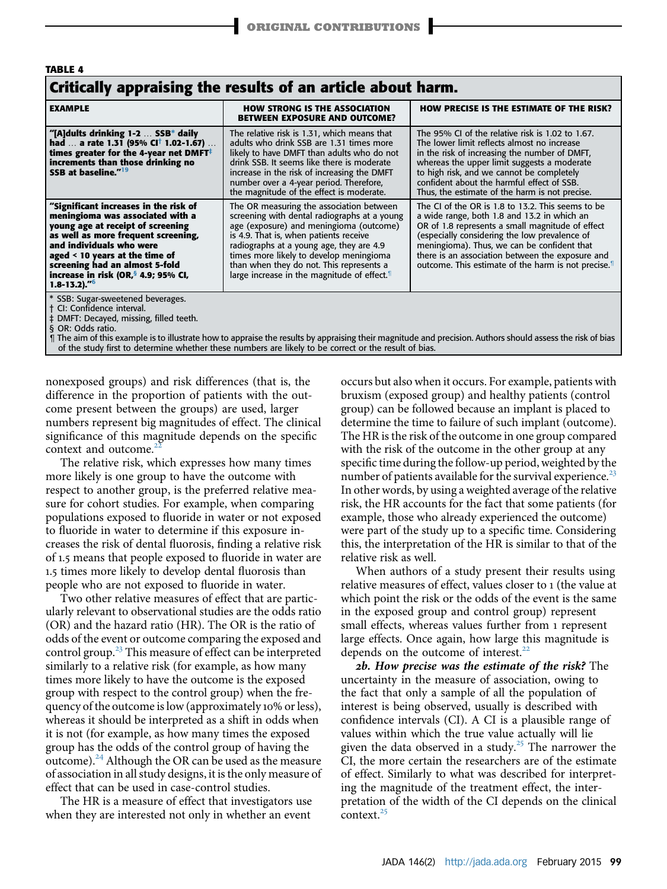**TABLE 4**

**Critically appraising the results of an article about harm.**

| EXAMPLE | HOW STRONG IS THE ASSOCIATION BETWEEN EXPOSURE AND OUTCOME? | HOW PRECISE IS THE ESTIMATE OF THE RISK? |
|---|---|---|
| **"[A]dults drinking 1-2 … SSB* daily had … a rate 1.31 (95% CI† 1.02-1.67) … times greater for the 4-year net DMFT‡ increments than those drinking no SSB at baseline."[19]** | The relative risk is 1.31, which means that adults who drink SSB are 1.31 times more likely to have DMFT than adults who do not drink SSB. It seems like there is moderate increase in the risk of increasing the DMFT number over a 4-year period. Therefore, the magnitude of the effect is moderate. | The 95% CI of the relative risk is 1.02 to 1.67. The lower limit reflects almost no increase in the risk of increasing the number of DMFT, whereas the upper limit suggests a moderate to high risk, and we cannot be completely confident about the harmful effect of SSB. Thus, the estimate of the harm is not precise. |
| **"Significant increases in the risk of meningioma was associated with a young age at receipt of screening as well as more frequent screening, and individuals who were aged < 10 years at the time of screening had an almost 5-fold increase in risk (OR,§ 4.9; 95% CI, 1.8-13.2)."[6]** | The OR measuring the association between screening with dental radiographs at a young age (exposure) and meningioma (outcome) is 4.9. That is, when patients receive radiographs at a young age, they are 4.9 times more likely to develop meningioma than when they do not. This represents a large increase in the magnitude of effect.¶ | The CI of the OR is 1.8 to 13.2. This seems to be a wide range, both 1.8 and 13.2 in which an OR of 1.8 represents a small magnitude of effect (especially considering the low prevalence of meningioma). Thus, we can be confident that there is an association between the exposure and outcome. This estimate of the harm is not precise.¶ |

\* SSB: Sugar-sweetened beverages.
† CI: Confidence interval.
‡ DMFT: Decayed, missing, filled teeth.
§ OR: Odds ratio.
¶ The aim of this example is to illustrate how to appraise the results by appraising their magnitude and precision. Authors should assess the risk of bias of the study first to determine whether these numbers are likely to be correct or the result of bias.

nonexposed groups) and risk differences (that is, the difference in the proportion of patients with the outcome present between the groups) are used, larger numbers represent big magnitudes of effect. The clinical significance of this magnitude depends on the specific context and outcome.[22]

The relative risk, which expresses how many times more likely is one group to have the outcome with respect to another group, is the preferred relative measure for cohort studies. For example, when comparing populations exposed to fluoride in water or not exposed to fluoride in water to determine if this exposure increases the risk of dental fluorosis, finding a relative risk of 1.5 means that people exposed to fluoride in water are 1.5 times more likely to develop dental fluorosis than people who are not exposed to fluoride in water.

Two other relative measures of effect that are particularly relevant to observational studies are the odds ratio (OR) and the hazard ratio (HR). The OR is the ratio of odds of the event or outcome comparing the exposed and control group.[23] This measure of effect can be interpreted similarly to a relative risk (for example, as how many times more likely to have the outcome is the exposed group with respect to the control group) when the frequency of the outcome is low (approximately 10% or less), whereas it should be interpreted as a shift in odds when it is not (for example, as how many times the exposed group has the odds of the control group of having the outcome).[24] Although the OR can be used as the measure of association in all study designs, it is the only measure of effect that can be used in case-control studies.

The HR is a measure of effect that investigators use when they are interested not only in whether an event occurs but also when it occurs. For example, patients with bruxism (exposed group) and healthy patients (control group) can be followed because an implant is placed to determine the time to failure of such implant (outcome). The HR is the risk of the outcome in one group compared with the risk of the outcome in the other group at any specific time during the follow-up period, weighted by the number of patients available for the survival experience.[23] In other words, by using a weighted average of the relative risk, the HR accounts for the fact that some patients (for example, those who already experienced the outcome) were part of the study up to a specific time. Considering this, the interpretation of the HR is similar to that of the relative risk as well.

When authors of a study present their results using relative measures of effect, values closer to 1 (the value at which point the risk or the odds of the event is the same in the exposed group and control group) represent small effects, whereas values further from 1 represent large effects. Once again, how large this magnitude is depends on the outcome of interest.[22]

***2b. How precise was the estimate of the risk?*** The uncertainty in the measure of association, owing to the fact that only a sample of all the population of interest is being observed, usually is described with confidence intervals (CI). A CI is a plausible range of values within which the true value actually will lie given the data observed in a study.[25] The narrower the CI, the more certain the researchers are of the estimate of effect. Similarly to what was described for interpreting the magnitude of the treatment effect, the interpretation of the width of the CI depends on the clinical context.[25]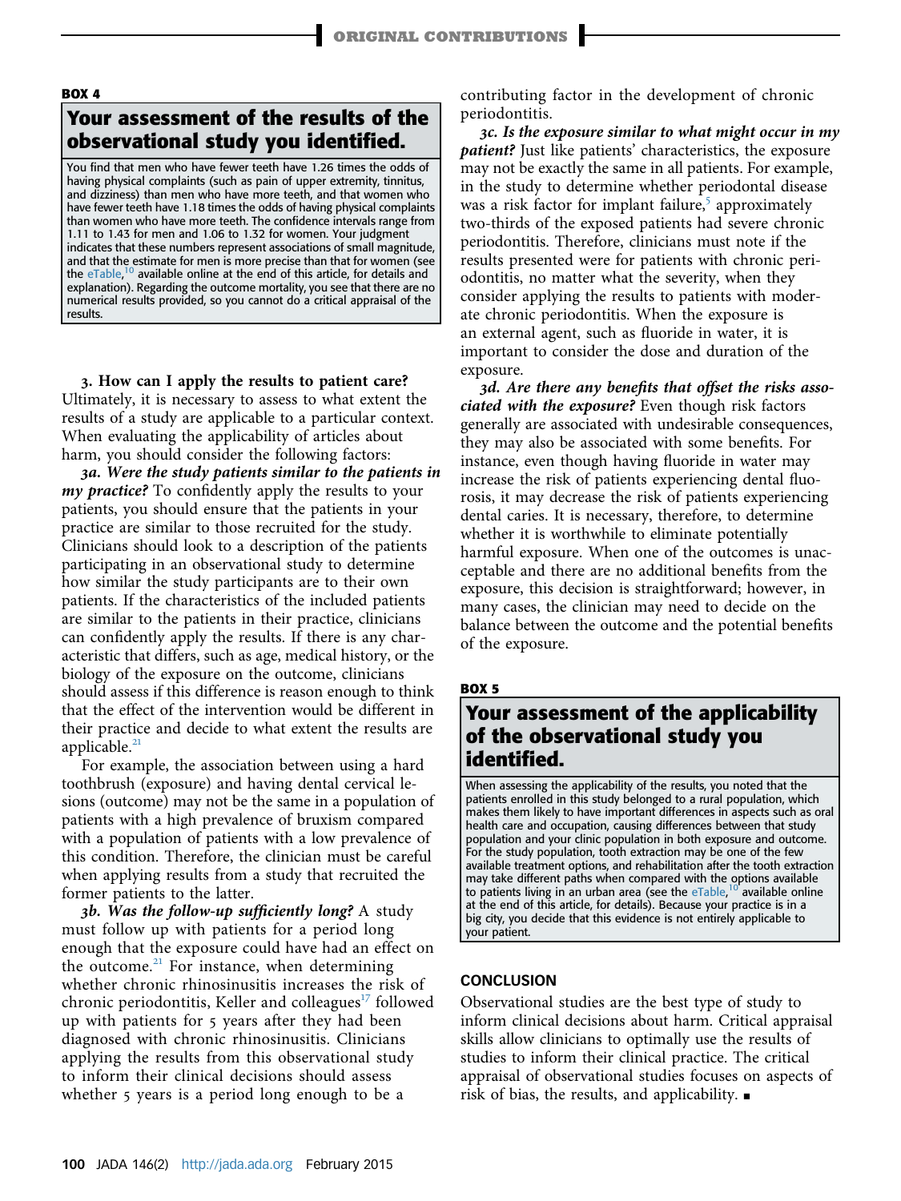**BOX 4**

## Your assessment of the results of the observational study you identified.

You find that men who have fewer teeth have 1.26 times the odds of having physical complaints (such as pain of upper extremity, tinnitus, and dizziness) than men who have more teeth, and that women who have fewer teeth have 1.18 times the odds of having physical complaints than women who have more teeth. The confidence intervals range from 1.11 to 1.43 for men and 1.06 to 1.32 for women. Your judgment indicates that these numbers represent associations of small magnitude, and that the estimate for men is more precise than that for women (see the eTable,[10] available online at the end of this article, for details and explanation). Regarding the outcome mortality, you see that there are no numerical results provided, so you cannot do a critical appraisal of the results.

**3. How can I apply the results to patient care?** Ultimately, it is necessary to assess to what extent the results of a study are applicable to a particular context. When evaluating the applicability of articles about harm, you should consider the following factors:

***3a. Were the study patients similar to the patients in my practice?*** To confidently apply the results to your patients, you should ensure that the patients in your practice are similar to those recruited for the study. Clinicians should look to a description of the patients participating in an observational study to determine how similar the study participants are to their own patients. If the characteristics of the included patients are similar to the patients in their practice, clinicians can confidently apply the results. If there is any characteristic that differs, such as age, medical history, or the biology of the exposure on the outcome, clinicians should assess if this difference is reason enough to think that the effect of the intervention would be different in their practice and decide to what extent the results are applicable.[21]

For example, the association between using a hard toothbrush (exposure) and having dental cervical lesions (outcome) may not be the same in a population of patients with a high prevalence of bruxism compared with a population of patients with a low prevalence of this condition. Therefore, the clinician must be careful when applying results from a study that recruited the former patients to the latter.

***3b. Was the follow-up sufficiently long?*** A study must follow up with patients for a period long enough that the exposure could have had an effect on the outcome.[21] For instance, when determining whether chronic rhinosinusitis increases the risk of chronic periodontitis, Keller and colleagues[17] followed up with patients for 5 years after they had been diagnosed with chronic rhinosinusitis. Clinicians applying the results from this observational study to inform their clinical decisions should assess whether 5 years is a period long enough to be a contributing factor in the development of chronic periodontitis.

***3c. Is the exposure similar to what might occur in my patient?*** Just like patients' characteristics, the exposure may not be exactly the same in all patients. For example, in the study to determine whether periodontal disease was a risk factor for implant failure,[5] approximately two-thirds of the exposed patients had severe chronic periodontitis. Therefore, clinicians must note if the results presented were for patients with chronic periodontitis, no matter what the severity, when they consider applying the results to patients with moderate chronic periodontitis. When the exposure is an external agent, such as fluoride in water, it is important to consider the dose and duration of the exposure.

***3d. Are there any benefits that offset the risks associated with the exposure?*** Even though risk factors generally are associated with undesirable consequences, they may also be associated with some benefits. For instance, even though having fluoride in water may increase the risk of patients experiencing dental fluorosis, it may decrease the risk of patients experiencing dental caries. It is necessary, therefore, to determine whether it is worthwhile to eliminate potentially harmful exposure. When one of the outcomes is unacceptable and there are no additional benefits from the exposure, this decision is straightforward; however, in many cases, the clinician may need to decide on the balance between the outcome and the potential benefits of the exposure.

**BOX 5**

## Your assessment of the applicability of the observational study you identified.

When assessing the applicability of the results, you noted that the patients enrolled in this study belonged to a rural population, which makes them likely to have important differences in aspects such as oral health care and occupation, causing differences between that study population and your clinic population in both exposure and outcome. For the study population, tooth extraction may be one of the few available treatment options, and rehabilitation after the tooth extraction may take different paths when compared with the options available to patients living in an urban area (see the eTable,[10] available online at the end of this article, for details). Because your practice is in a big city, you decide that this evidence is not entirely applicable to your patient.

## CONCLUSION

Observational studies are the best type of study to inform clinical decisions about harm. Critical appraisal skills allow clinicians to optimally use the results of studies to inform their clinical practice. The critical appraisal of observational studies focuses on aspects of risk of bias, the results, and applicability. ■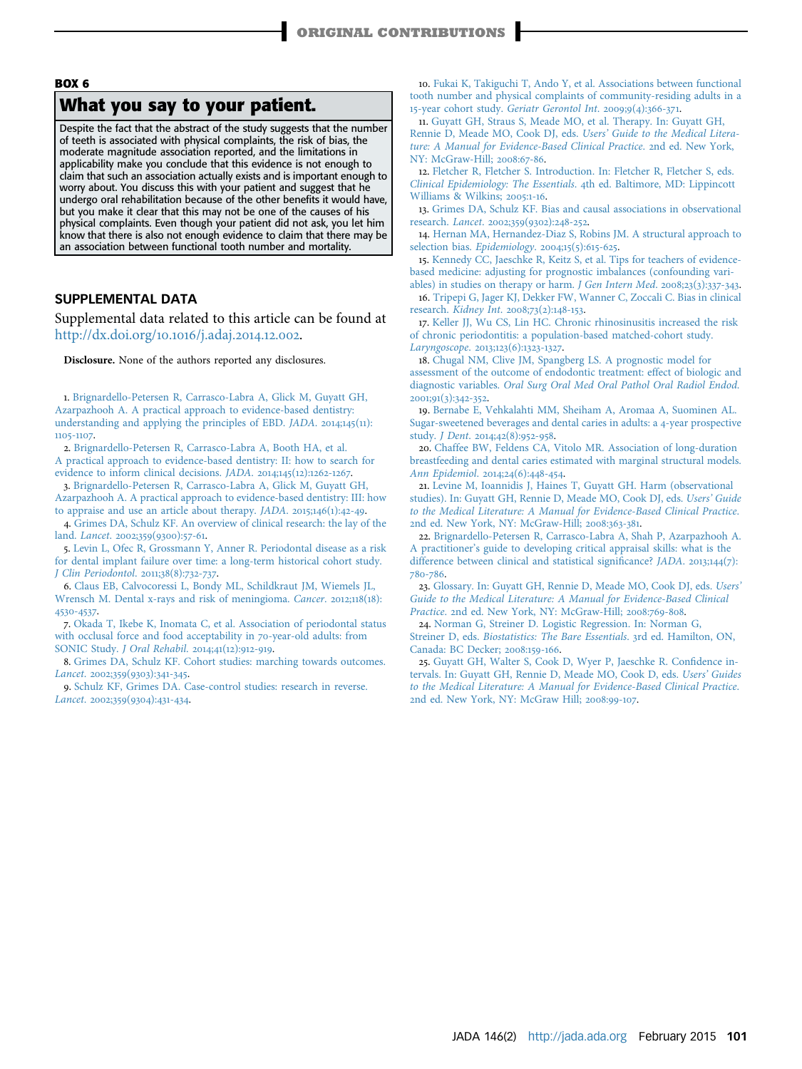**BOX 6**

## What you say to your patient.

Despite the fact that the abstract of the study suggests that the number of teeth is associated with physical complaints, the risk of bias, the moderate magnitude association reported, and the limitations in applicability make you conclude that this evidence is not enough to claim that such an association actually exists and is important enough to worry about. You discuss this with your patient and suggest that he undergo oral rehabilitation because of the other benefits it would have, but you make it clear that this may not be one of the causes of his physical complaints. Even though your patient did not ask, you let him know that there is also not enough evidence to claim that there may be an association between functional tooth number and mortality.

## SUPPLEMENTAL DATA

Supplemental data related to this article can be found at http://dx.doi.org/10.1016/j.adaj.2014.12.002.

**Disclosure.** None of the authors reported any disclosures.

1. Brignardello-Petersen R, Carrasco-Labra A, Glick M, Guyatt GH, Azarpazhooh A. A practical approach to evidence-based dentistry: understanding and applying the principles of EBD. *JADA*. 2014;145(11):1105-1107.
2. Brignardello-Petersen R, Carrasco-Labra A, Booth HA, et al. A practical approach to evidence-based dentistry: II: how to search for evidence to inform clinical decisions. *JADA*. 2014;145(12):1262-1267.
3. Brignardello-Petersen R, Carrasco-Labra A, Glick M, Guyatt GH, Azarpazhooh A. A practical approach to evidence-based dentistry: III: how to appraise and use an article about therapy. *JADA*. 2015;146(1):42-49.
4. Grimes DA, Schulz KF. An overview of clinical research: the lay of the land. *Lancet*. 2002;359(9300):57-61.
5. Levin L, Ofec R, Grossmann Y, Anner R. Periodontal disease as a risk for dental implant failure over time: a long-term historical cohort study. *J Clin Periodontol*. 2011;38(8):732-737.
6. Claus EB, Calvocoressi L, Bondy ML, Schildkraut JM, Wiemels JL, Wrensch M. Dental x-rays and risk of meningioma. *Cancer*. 2012;118(18):4530-4537.
7. Okada T, Ikebe K, Inomata C, et al. Association of periodontal status with occlusal force and food acceptability in 70-year-old adults: from SONIC Study. *J Oral Rehabil*. 2014;41(12):912-919.
8. Grimes DA, Schulz KF. Cohort studies: marching towards outcomes. *Lancet*. 2002;359(9303):341-345.
9. Schulz KF, Grimes DA. Case-control studies: research in reverse. *Lancet*. 2002;359(9304):431-434.
10. Fukai K, Takiguchi T, Ando Y, et al. Associations between functional tooth number and physical complaints of community-residing adults in a 15-year cohort study. *Geriatr Gerontol Int*. 2009;9(4):366-371.
11. Guyatt GH, Straus S, Meade MO, et al. Therapy. In: Guyatt GH, Rennie D, Meade MO, Cook DJ, eds. *Users' Guide to the Medical Literature: A Manual for Evidence-Based Clinical Practice*. 2nd ed. New York, NY: McGraw-Hill; 2008:67-86.
12. Fletcher R, Fletcher S. Introduction. In: Fletcher R, Fletcher S, eds. *Clinical Epidemiology: The Essentials*. 4th ed. Baltimore, MD: Lippincott Williams & Wilkins; 2005:1-16.
13. Grimes DA, Schulz KF. Bias and causal associations in observational research. *Lancet*. 2002;359(9302):248-252.
14. Hernan MA, Hernandez-Diaz S, Robins JM. A structural approach to selection bias. *Epidemiology*. 2004;15(5):615-625.
15. Kennedy CC, Jaeschke R, Keitz S, et al. Tips for teachers of evidence-based medicine: adjusting for prognostic imbalances (confounding variables) in studies on therapy or harm. *J Gen Intern Med*. 2008;23(3):337-343.
16. Tripepi G, Jager KJ, Dekker FW, Wanner C, Zoccali C. Bias in clinical research. *Kidney Int*. 2008;73(2):148-153.
17. Keller JJ, Wu CS, Lin HC. Chronic rhinosinusitis increased the risk of chronic periodontitis: a population-based matched-cohort study. *Laryngoscope*. 2013;123(6):1323-1327.
18. Chugal NM, Clive JM, Spangberg LS. A prognostic model for assessment of the outcome of endodontic treatment: effect of biologic and diagnostic variables. *Oral Surg Oral Med Oral Pathol Oral Radiol Endod*. 2001;91(3):342-352.
19. Bernabe E, Vehkalahti MM, Sheiham A, Aromaa A, Suominen AL. Sugar-sweetened beverages and dental caries in adults: a 4-year prospective study. *J Dent*. 2014;42(8):952-958.
20. Chaffee BW, Feldens CA, Vitolo MR. Association of long-duration breastfeeding and dental caries estimated with marginal structural models. *Ann Epidemiol*. 2014;24(6):448-454.
21. Levine M, Ioannidis J, Haines T, Guyatt GH. Harm (observational studies). In: Guyatt GH, Rennie D, Meade MO, Cook DJ, eds. *Users' Guide to the Medical Literature: A Manual for Evidence-Based Clinical Practice*. 2nd ed. New York, NY: McGraw-Hill; 2008:363-381.
22. Brignardello-Petersen R, Carrasco-Labra A, Shah P, Azarpazhooh A. A practitioner's guide to developing critical appraisal skills: what is the difference between clinical and statistical significance? *JADA*. 2013;144(7):780-786.
23. Glossary. In: Guyatt GH, Rennie D, Meade MO, Cook DJ, eds. *Users' Guide to the Medical Literature: A Manual for Evidence-Based Clinical Practice*. 2nd ed. New York, NY: McGraw-Hill; 2008:769-808.
24. Norman G, Streiner D. Logistic Regression. In: Norman G, Streiner D, eds. *Biostatistics: The Bare Essentials*. 3rd ed. Hamilton, ON, Canada: BC Decker; 2008:159-166.
25. Guyatt GH, Walter S, Cook D, Wyer P, Jaeschke R. Confidence intervals. In: Guyatt GH, Rennie D, Meade MO, Cook D, eds. *Users' Guides to the Medical Literature: A Manual for Evidence-Based Clinical Practice*. 2nd ed. New York, NY: McGraw Hill; 2008:99-107.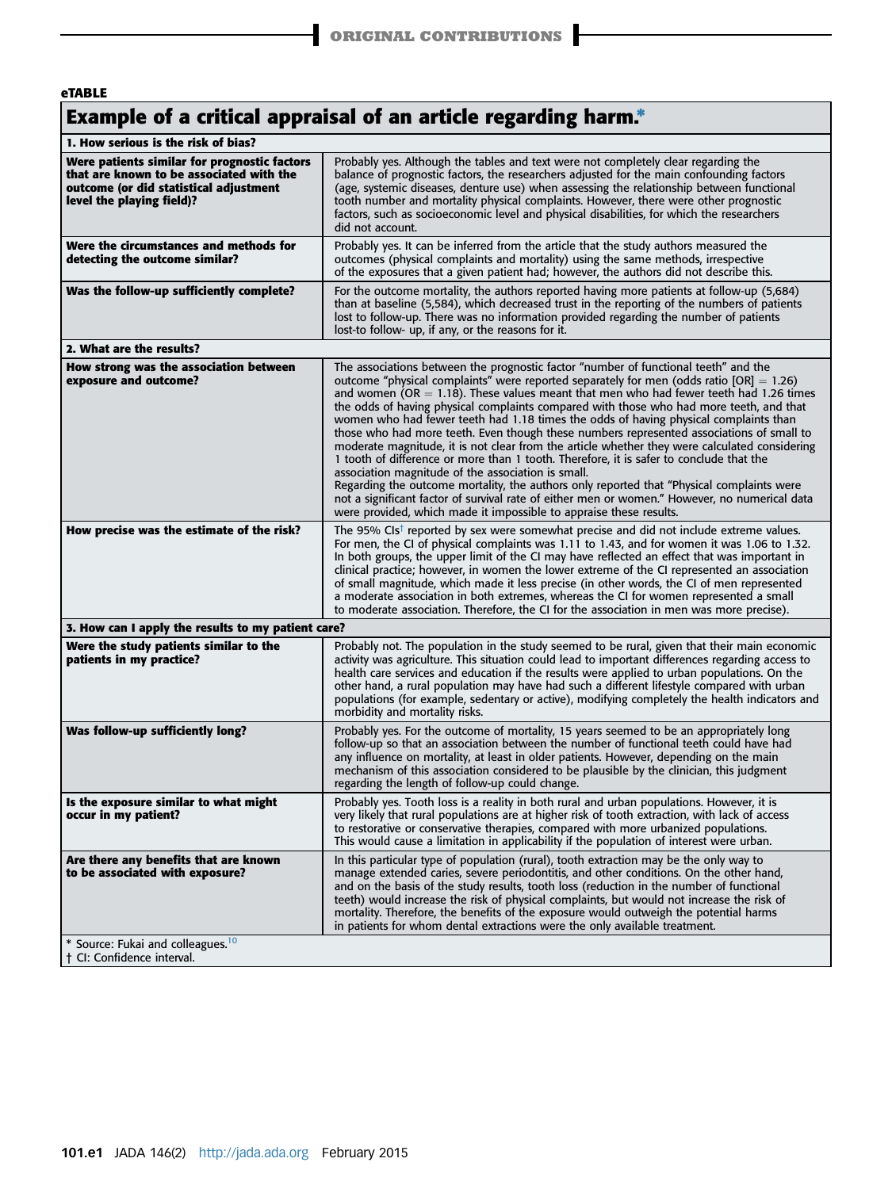**eTABLE**

## Example of a critical appraisal of an article regarding harm.*

| | |
|---|---|
| **1. How serious is the risk of bias?** | |
| **Were patients similar for prognostic factors that are known to be associated with the outcome (or did statistical adjustment level the playing field)?** | Probably yes. Although the tables and text were not completely clear regarding the balance of prognostic factors, the researchers adjusted for the main confounding factors (age, systemic diseases, denture use) when assessing the relationship between functional tooth number and mortality physical complaints. However, there were other prognostic factors, such as socioeconomic level and physical disabilities, for which the researchers did not account. |
| **Were the circumstances and methods for detecting the outcome similar?** | Probably yes. It can be inferred from the article that the study authors measured the outcomes (physical complaints and mortality) using the same methods, irrespective of the exposures that a given patient had; however, the authors did not describe this. |
| **Was the follow-up sufficiently complete?** | For the outcome mortality, the authors reported having more patients at follow-up (5,684) than at baseline (5,584), which decreased trust in the reporting of the numbers of patients lost to follow-up. There was no information provided regarding the number of patients lost-to follow- up, if any, or the reasons for it. |
| **2. What are the results?** | |
| **How strong was the association between exposure and outcome?** | The associations between the prognostic factor "number of functional teeth" and the outcome "physical complaints" were reported separately for men (odds ratio [OR] = 1.26) and women (OR = 1.18). These values meant that men who had fewer teeth had 1.26 times the odds of having physical complaints compared with those who had more teeth, and that women who had fewer teeth had 1.18 times the odds of having physical complaints than those who had more teeth. Even though these numbers represented associations of small to moderate magnitude, it is not clear from the article whether they were calculated considering 1 tooth of difference or more than 1 tooth. Therefore, it is safer to conclude that the association magnitude of the association is small.<br>Regarding the outcome mortality, the authors only reported that "Physical complaints were not a significant factor of survival rate of either men or women." However, no numerical data were provided, which made it impossible to appraise these results. |
| **How precise was the estimate of the risk?** | The 95% CIs† reported by sex were somewhat precise and did not include extreme values. For men, the CI of physical complaints was 1.11 to 1.43, and for women it was 1.06 to 1.32. In both groups, the upper limit of the CI may have reflected an effect that was important in clinical practice; however, in women the lower extreme of the CI represented an association of small magnitude, which made it less precise (in other words, the CI of men represented a moderate association in both extremes, whereas the CI for women represented a small to moderate association. Therefore, the CI for the association in men was more precise). |
| **3. How can I apply the results to my patient care?** | |
| **Were the study patients similar to the patients in my practice?** | Probably not. The population in the study seemed to be rural, given that their main economic activity was agriculture. This situation could lead to important differences regarding access to health care services and education if the results were applied to urban populations. On the other hand, a rural population may have had such a different lifestyle compared with urban populations (for example, sedentary or active), modifying completely the health indicators and morbidity and mortality risks. |
| **Was follow-up sufficiently long?** | Probably yes. For the outcome of mortality, 15 years seemed to be an appropriately long follow-up so that an association between the number of functional teeth could have had any influence on mortality, at least in older patients. However, depending on the main mechanism of this association considered to be plausible by the clinician, this judgment regarding the length of follow-up could change. |
| **Is the exposure similar to what might occur in my patient?** | Probably yes. Tooth loss is a reality in both rural and urban populations. However, it is very likely that rural populations are at higher risk of tooth extraction, with lack of access to restorative or conservative therapies, compared with more urbanized populations. This would cause a limitation in applicability if the population of interest were urban. |
| **Are there any benefits that are known to be associated with exposure?** | In this particular type of population (rural), tooth extraction may be the only way to manage extended caries, severe periodontitis, and other conditions. On the other hand, and on the basis of the study results, tooth loss (reduction in the number of functional teeth) would increase the risk of physical complaints, but would not increase the risk of mortality. Therefore, the benefits of the exposure would outweigh the potential harms in patients for whom dental extractions were the only available treatment. |

\* Source: Fukai and colleagues.[10]
† CI: Confidence interval.